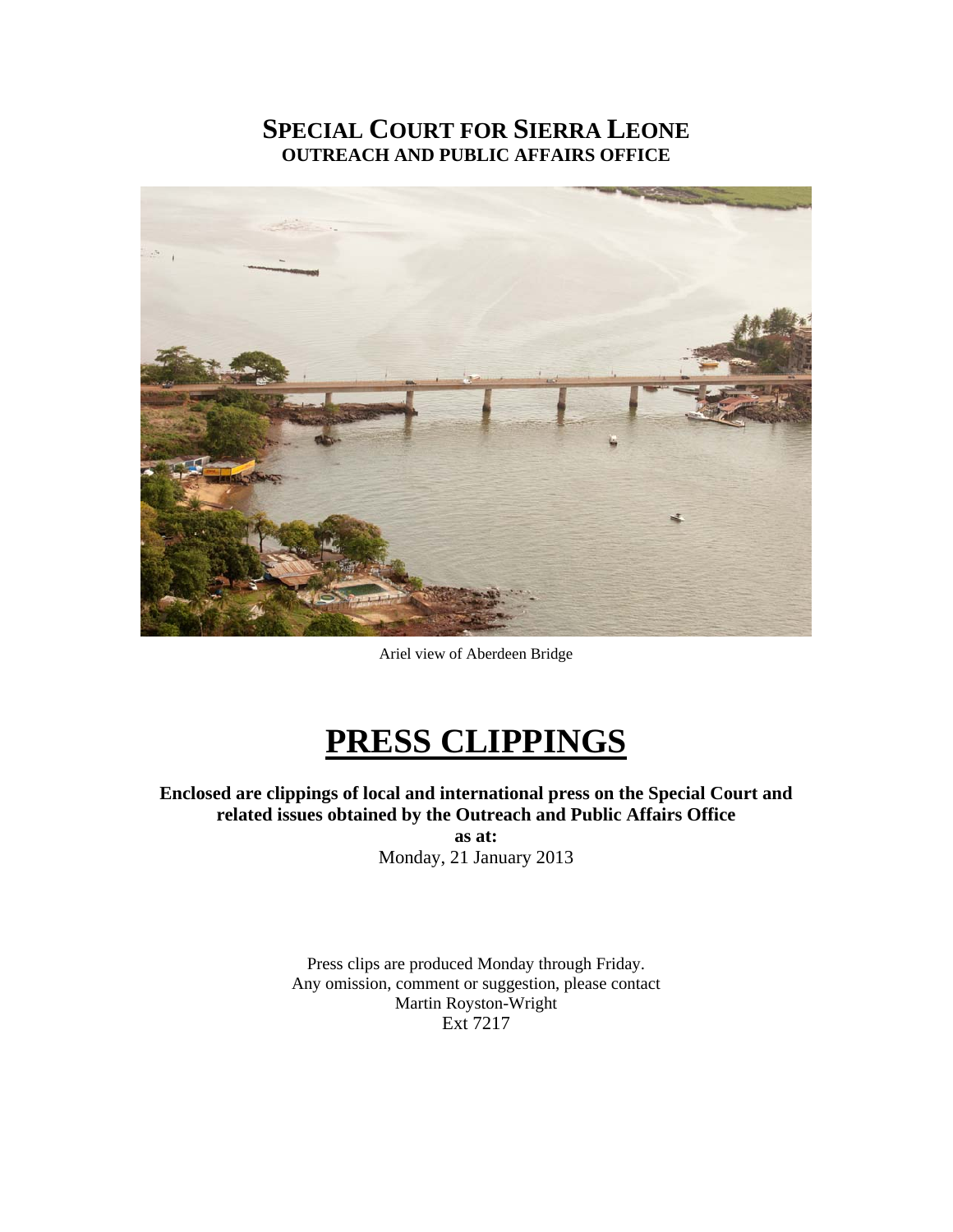# SPECIAL COURT FOR SIERRA LEONE
## OUTREACH AND PUBLIC AFFAIRS OFFICE

Ariel view of Aberdeen Bridge

# PRESS CLIPPINGS

**Enclosed are clippings of local and international press on the Special Court and related issues obtained by the Outreach and Public Affairs Office**

**as at:**

Monday, 21 January 2013

Press clips are produced Monday through Friday.
Any omission, comment or suggestion, please contact
Martin Royston-Wright
Ext 7217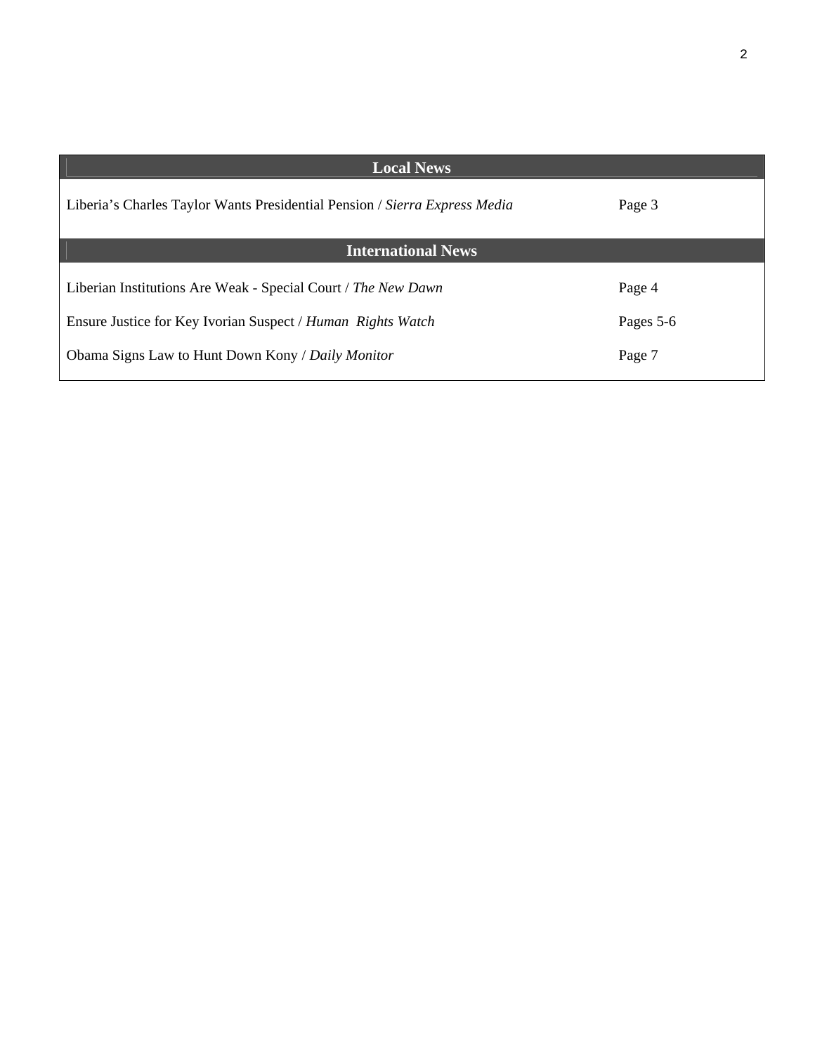| Local News | |
|---|---|
| Liberia's Charles Taylor Wants Presidential Pension / *Sierra Express Media* | Page 3 |
| **International News** | |
| Liberian Institutions Are Weak - Special Court / *The New Dawn* | Page 4 |
| Ensure Justice for Key Ivorian Suspect / *Human Rights Watch* | Pages 5-6 |
| Obama Signs Law to Hunt Down Kony / *Daily Monitor* | Page 7 |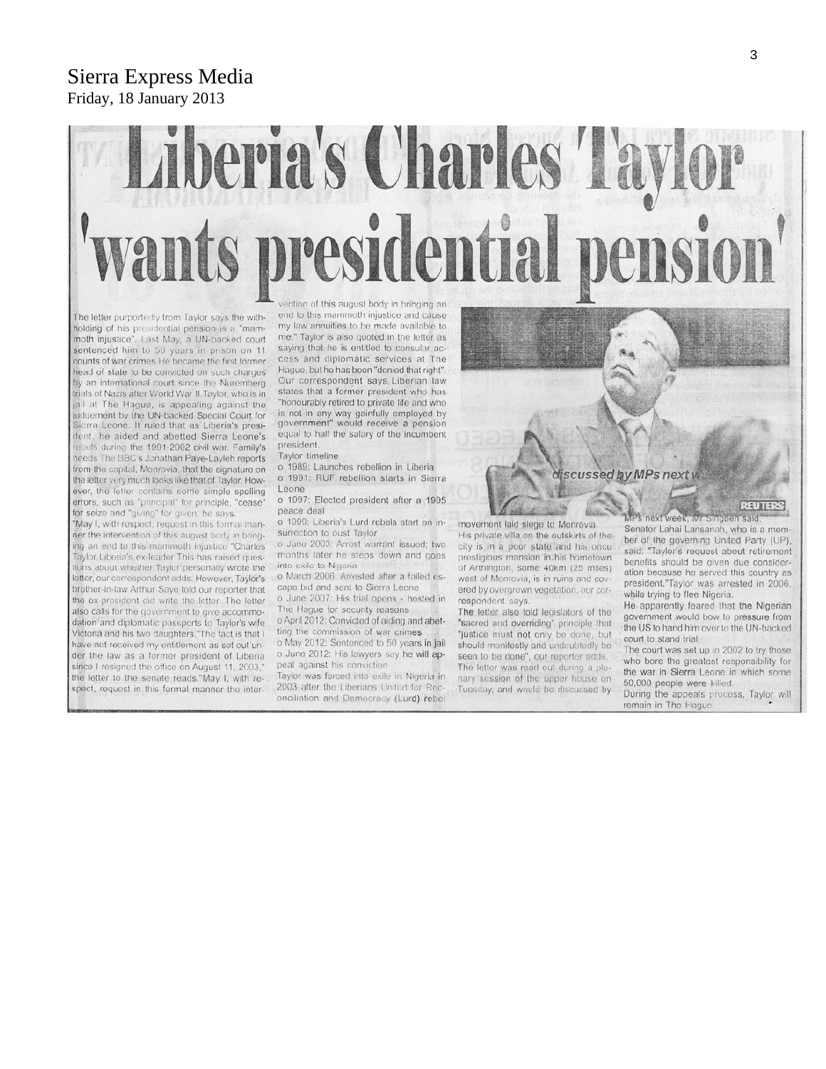Sierra Express Media
Friday, 18 January 2013

# Liberia's Charles Taylor 'wants presidential pension'

The letter purportedly from Taylor says the withholding of his presidential pension is a "mammoth injustice". Last May, a UN-backed court sentenced him to 50 years in prison on 11 counts of war crimes. He became the first former head of state to be convicted on such charges by an international court since the Nuremberg trials of Nazis after World War II. Taylor, who is in jail at The Hague, is appealing against the judgement by the UN-backed Special Court for Sierra Leone. It ruled that as Liberia's president, he aided and abetted Sierra Leone's rebels during the 1991-2002 civil war. Family's needs The BBC's Jonathan Paye-Layleh reports from the capital, Monrovia, that the signature on the letter very much looks like that of Taylor. However, the letter contains some simple spelling errors, such as "principal" for principle, "cease" for seize and "giving" for given, he says.

"May I, with respect, request in this formal manner the intervention of this august body in bringing an end to this mammoth injustice "Charles Taylor, Liberia's ex-leader This has raised questions about whether Taylor personally wrote the letter, our correspondent adds. However, Taylor's brother-in-law Arthur Saye told our reporter that the ex-president did write the letter. The letter also calls for the government to give accommodation and diplomatic passports to Taylor's wife Victoria and his two daughters."The fact is that I have not received my entitlement as set out under the law as a former president of Liberia since I resigned the office on August 11, 2003," the letter to the senate reads."May I, with respect, request in this formal manner the intervention of this august body in bringing an end to this mammoth injustice and cause my law annuities to be made available to me." Taylor is also quoted in the letter as saying that he is entitled to consular access and diplomatic services at The Hague, but he has been "denied that right". Our correspondent says, Liberian law states that a former president who has "honourably retired to private life and who is not in any way gainfully employed by government" would receive a pension equal to half the salary of the incumbent president.

Taylor timeline

- 1989: Launches rebellion in Liberia
- 1991: RUF rebellion starts in Sierra Leone
- 1997: Elected president after a 1995 peace deal
- 1999: Liberia's Lurd rebels start an insurrection to oust Taylor
- June 2003: Arrest warrant issued; two months later he steps down and goes into exile to Nigeria
- March 2006: Arrested after a failed escape bid and sent to Sierra Leone
- June 2007: His trial opens - hosted in The Hague for security reasons
- April 2012: Convicted of aiding and abetting the commission of war crimes
- May 2012: Sentenced to 50 years in jail
- June 2012: His lawyers say he will appeal against his conviction

Taylor was forced into exile in Nigeria in 2003 after the Liberians United for Reconciliation and Democracy (Lurd) rebel movement laid siege to Monrovia.

His private villa on the outskirts of the city is in a poor state and his once prestigious mansion in his hometown of Arthington, some 40km (25 miles) west of Monrovia, is in ruins and covered by overgrown vegetation, our correspondent says.

The letter also told legislators of the "sacred and overriding" principle that "justice must not only be done, but should manifestly and undoubtedly be seen to be done", our reporter adds. The letter was read out during a plenary session of the upper house on Tuesday, and would be discussed by MPs next week, Mr Singbeh said.

Senator Lahai Lansanah, who is a member of the governing United Party (UP), said: "Taylor's request about retirement benefits should be given due consideration because he served this country as president."Taylor was arrested in 2006, while trying to flee Nigeria.

He apparently feared that the Nigerian government would bow to pressure from the US to hand him over to the UN-backed court to stand trial.

The court was set up in 2002 to try those who bore the greatest responsibility for the war in Sierra Leone in which some 50,000 people were killed.

During the appeals process, Taylor will remain in The Hague.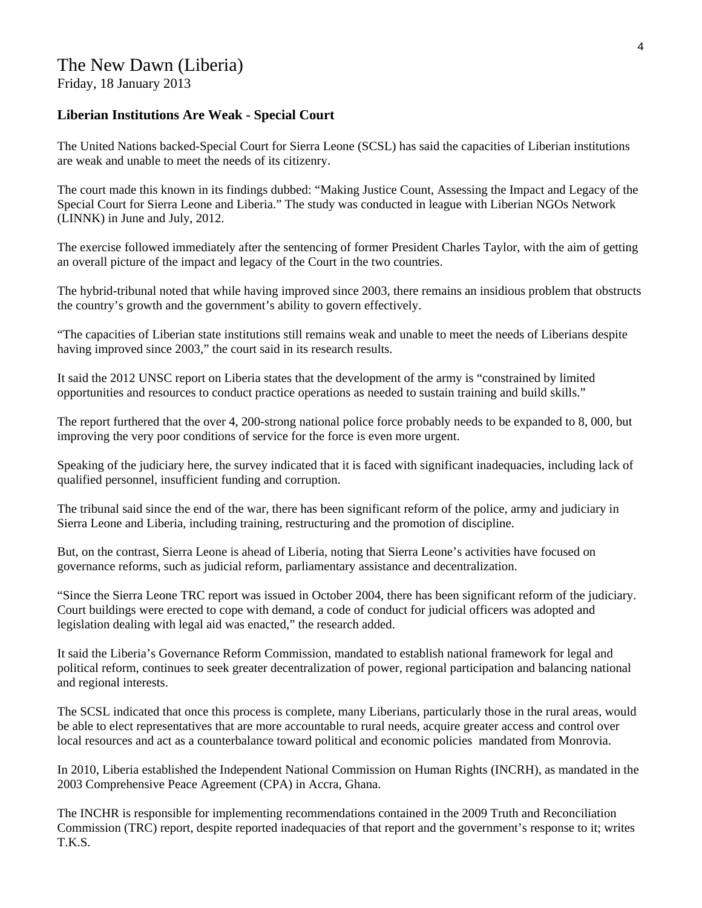# The New Dawn (Liberia)

Friday, 18 January 2013

**Liberian Institutions Are Weak - Special Court**

The United Nations backed-Special Court for Sierra Leone (SCSL) has said the capacities of Liberian institutions are weak and unable to meet the needs of its citizenry.

The court made this known in its findings dubbed: "Making Justice Count, Assessing the Impact and Legacy of the Special Court for Sierra Leone and Liberia." The study was conducted in league with Liberian NGOs Network (LINNK) in June and July, 2012.

The exercise followed immediately after the sentencing of former President Charles Taylor, with the aim of getting an overall picture of the impact and legacy of the Court in the two countries.

The hybrid-tribunal noted that while having improved since 2003, there remains an insidious problem that obstructs the country's growth and the government's ability to govern effectively.

"The capacities of Liberian state institutions still remains weak and unable to meet the needs of Liberians despite having improved since 2003," the court said in its research results.

It said the 2012 UNSC report on Liberia states that the development of the army is "constrained by limited opportunities and resources to conduct practice operations as needed to sustain training and build skills."

The report furthered that the over 4, 200-strong national police force probably needs to be expanded to 8, 000, but improving the very poor conditions of service for the force is even more urgent.

Speaking of the judiciary here, the survey indicated that it is faced with significant inadequacies, including lack of qualified personnel, insufficient funding and corruption.

The tribunal said since the end of the war, there has been significant reform of the police, army and judiciary in Sierra Leone and Liberia, including training, restructuring and the promotion of discipline.

But, on the contrast, Sierra Leone is ahead of Liberia, noting that Sierra Leone's activities have focused on governance reforms, such as judicial reform, parliamentary assistance and decentralization.

"Since the Sierra Leone TRC report was issued in October 2004, there has been significant reform of the judiciary. Court buildings were erected to cope with demand, a code of conduct for judicial officers was adopted and legislation dealing with legal aid was enacted," the research added.

It said the Liberia's Governance Reform Commission, mandated to establish national framework for legal and political reform, continues to seek greater decentralization of power, regional participation and balancing national and regional interests.

The SCSL indicated that once this process is complete, many Liberians, particularly those in the rural areas, would be able to elect representatives that are more accountable to rural needs, acquire greater access and control over local resources and act as a counterbalance toward political and economic policies mandated from Monrovia.

In 2010, Liberia established the Independent National Commission on Human Rights (INCRH), as mandated in the 2003 Comprehensive Peace Agreement (CPA) in Accra, Ghana.

The INCHR is responsible for implementing recommendations contained in the 2009 Truth and Reconciliation Commission (TRC) report, despite reported inadequacies of that report and the government's response to it; writes T.K.S.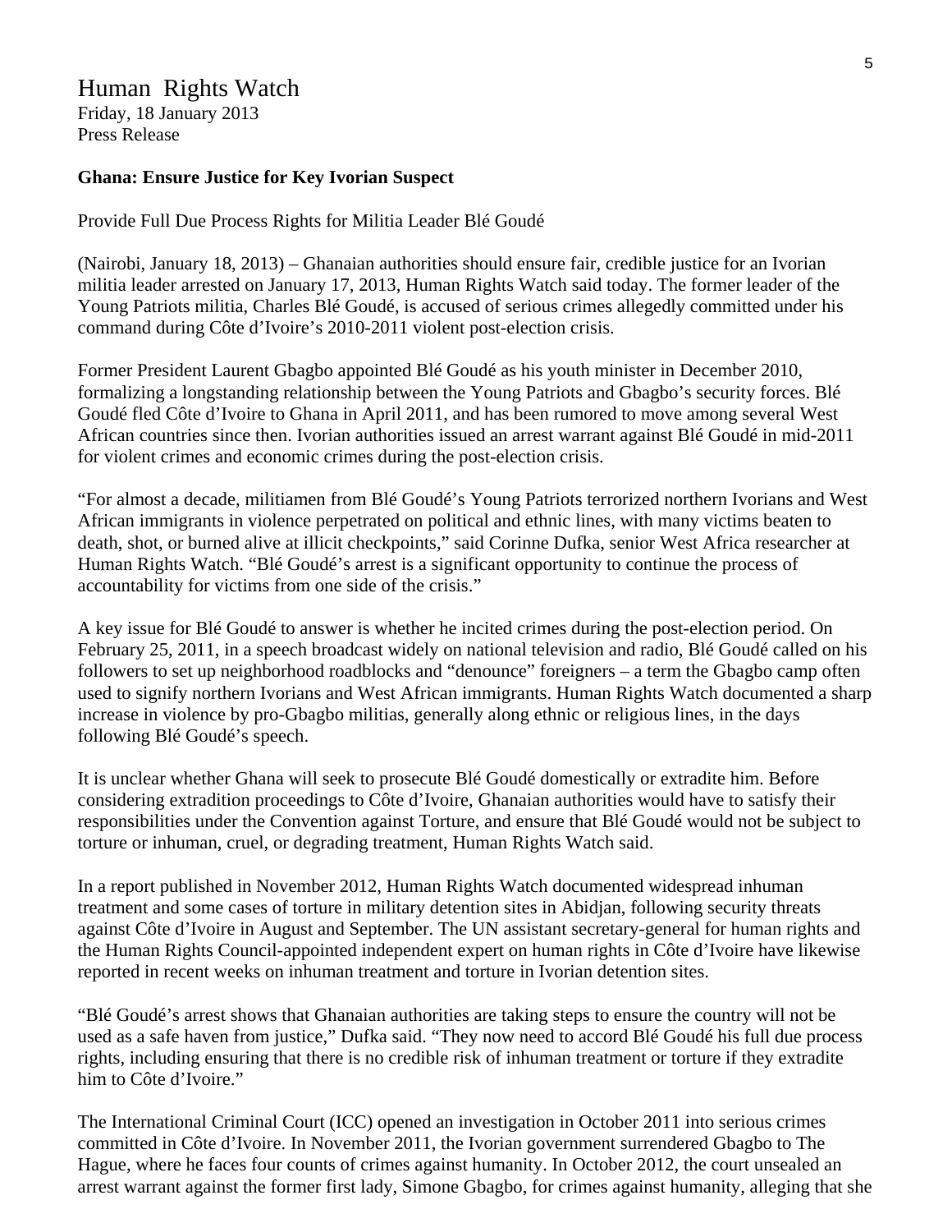Human Rights Watch
Friday, 18 January 2013
Press Release

**Ghana: Ensure Justice for Key Ivorian Suspect**

Provide Full Due Process Rights for Militia Leader Blé Goudé

(Nairobi, January 18, 2013) – Ghanaian authorities should ensure fair, credible justice for an Ivorian militia leader arrested on January 17, 2013, Human Rights Watch said today. The former leader of the Young Patriots militia, Charles Blé Goudé, is accused of serious crimes allegedly committed under his command during Côte d'Ivoire's 2010-2011 violent post-election crisis.

Former President Laurent Gbagbo appointed Blé Goudé as his youth minister in December 2010, formalizing a longstanding relationship between the Young Patriots and Gbagbo's security forces. Blé Goudé fled Côte d'Ivoire to Ghana in April 2011, and has been rumored to move among several West African countries since then. Ivorian authorities issued an arrest warrant against Blé Goudé in mid-2011 for violent crimes and economic crimes during the post-election crisis.

"For almost a decade, militiamen from Blé Goudé's Young Patriots terrorized northern Ivorians and West African immigrants in violence perpetrated on political and ethnic lines, with many victims beaten to death, shot, or burned alive at illicit checkpoints," said Corinne Dufka, senior West Africa researcher at Human Rights Watch. "Blé Goudé's arrest is a significant opportunity to continue the process of accountability for victims from one side of the crisis."

A key issue for Blé Goudé to answer is whether he incited crimes during the post-election period. On February 25, 2011, in a speech broadcast widely on national television and radio, Blé Goudé called on his followers to set up neighborhood roadblocks and "denounce" foreigners – a term the Gbagbo camp often used to signify northern Ivorians and West African immigrants. Human Rights Watch documented a sharp increase in violence by pro-Gbagbo militias, generally along ethnic or religious lines, in the days following Blé Goudé's speech.

It is unclear whether Ghana will seek to prosecute Blé Goudé domestically or extradite him. Before considering extradition proceedings to Côte d'Ivoire, Ghanaian authorities would have to satisfy their responsibilities under the Convention against Torture, and ensure that Blé Goudé would not be subject to torture or inhuman, cruel, or degrading treatment, Human Rights Watch said.

In a report published in November 2012, Human Rights Watch documented widespread inhuman treatment and some cases of torture in military detention sites in Abidjan, following security threats against Côte d'Ivoire in August and September. The UN assistant secretary-general for human rights and the Human Rights Council-appointed independent expert on human rights in Côte d'Ivoire have likewise reported in recent weeks on inhuman treatment and torture in Ivorian detention sites.

"Blé Goudé's arrest shows that Ghanaian authorities are taking steps to ensure the country will not be used as a safe haven from justice," Dufka said. "They now need to accord Blé Goudé his full due process rights, including ensuring that there is no credible risk of inhuman treatment or torture if they extradite him to Côte d'Ivoire."

The International Criminal Court (ICC) opened an investigation in October 2011 into serious crimes committed in Côte d'Ivoire. In November 2011, the Ivorian government surrendered Gbagbo to The Hague, where he faces four counts of crimes against humanity. In October 2012, the court unsealed an arrest warrant against the former first lady, Simone Gbagbo, for crimes against humanity, alleging that she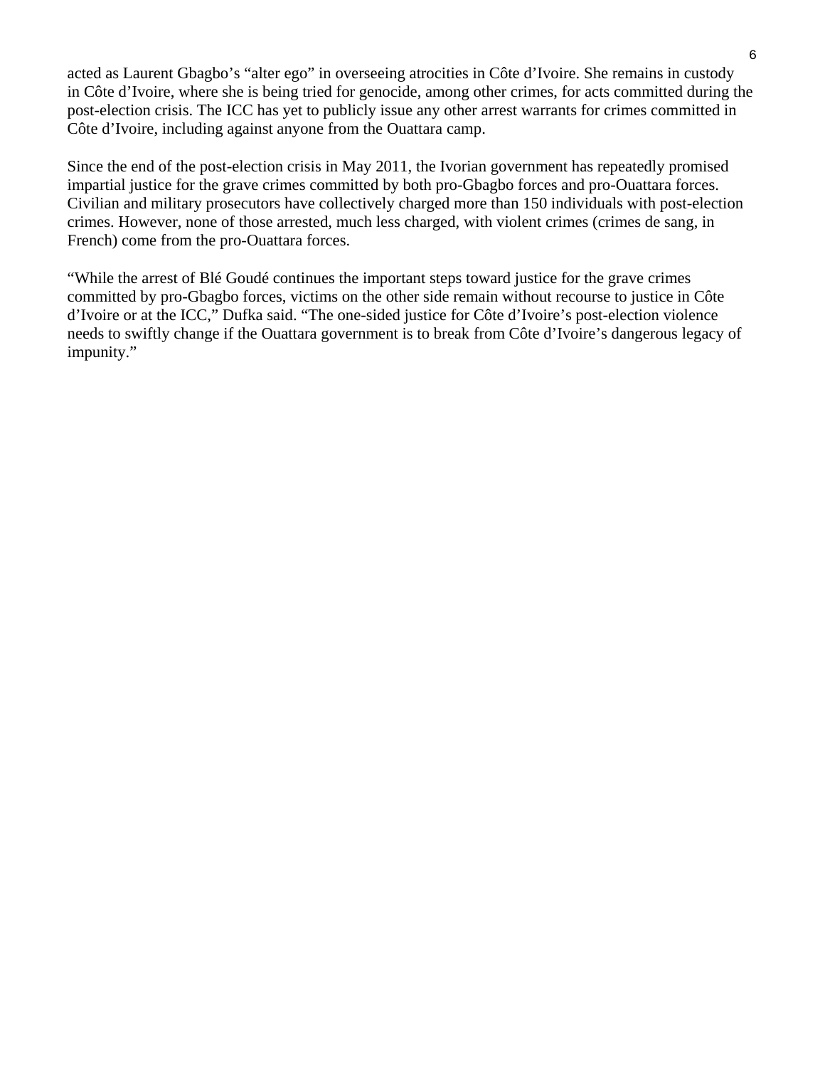acted as Laurent Gbagbo's "alter ego" in overseeing atrocities in Côte d'Ivoire. She remains in custody in Côte d'Ivoire, where she is being tried for genocide, among other crimes, for acts committed during the post-election crisis. The ICC has yet to publicly issue any other arrest warrants for crimes committed in Côte d'Ivoire, including against anyone from the Ouattara camp.

Since the end of the post-election crisis in May 2011, the Ivorian government has repeatedly promised impartial justice for the grave crimes committed by both pro-Gbagbo forces and pro-Ouattara forces. Civilian and military prosecutors have collectively charged more than 150 individuals with post-election crimes. However, none of those arrested, much less charged, with violent crimes (crimes de sang, in French) come from the pro-Ouattara forces.

"While the arrest of Blé Goudé continues the important steps toward justice for the grave crimes committed by pro-Gbagbo forces, victims on the other side remain without recourse to justice in Côte d'Ivoire or at the ICC," Dufka said. "The one-sided justice for Côte d'Ivoire's post-election violence needs to swiftly change if the Ouattara government is to break from Côte d'Ivoire's dangerous legacy of impunity."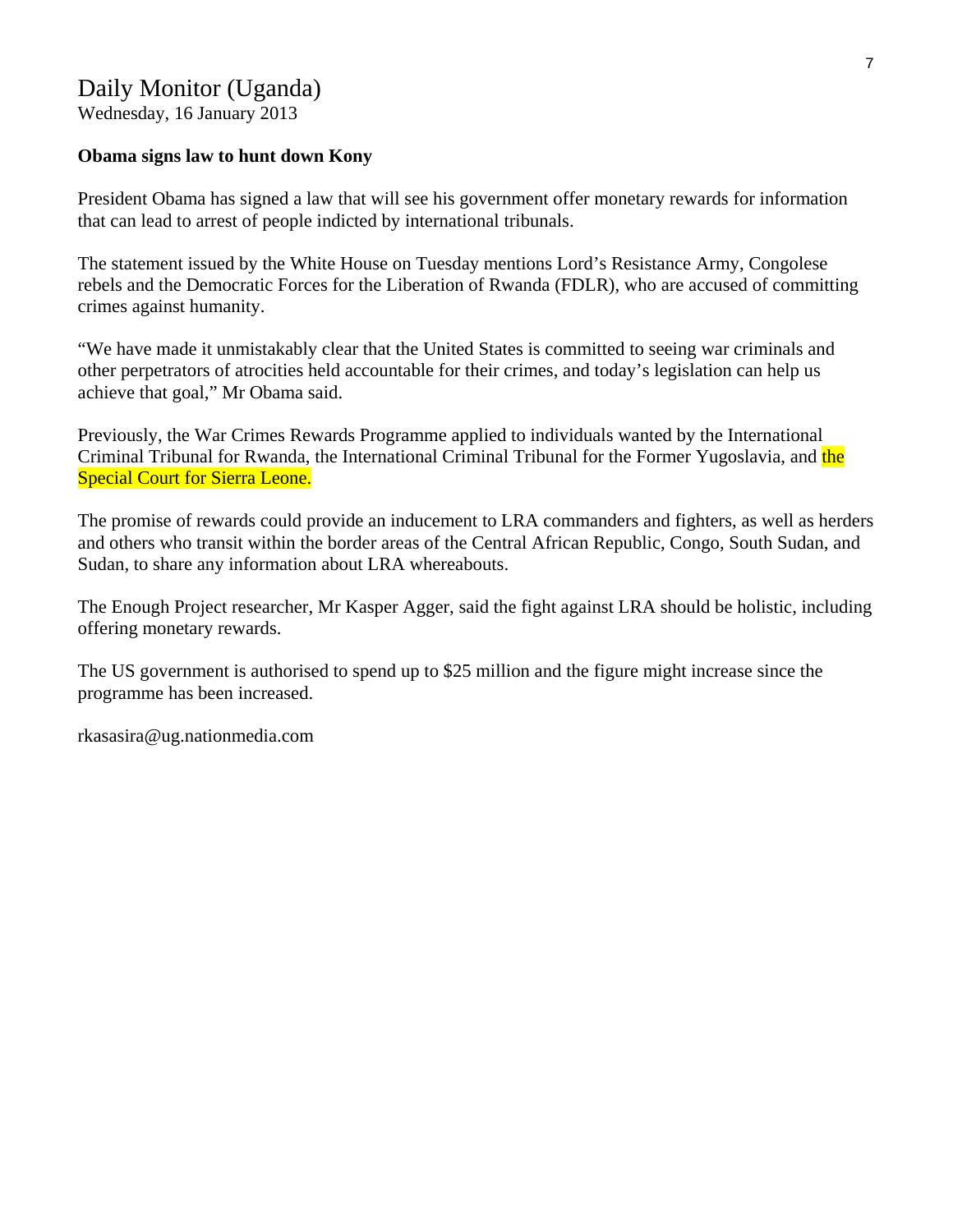Daily Monitor (Uganda)
Wednesday, 16 January 2013

**Obama signs law to hunt down Kony**

President Obama has signed a law that will see his government offer monetary rewards for information that can lead to arrest of people indicted by international tribunals.

The statement issued by the White House on Tuesday mentions Lord's Resistance Army, Congolese rebels and the Democratic Forces for the Liberation of Rwanda (FDLR), who are accused of committing crimes against humanity.

"We have made it unmistakably clear that the United States is committed to seeing war criminals and other perpetrators of atrocities held accountable for their crimes, and today's legislation can help us achieve that goal," Mr Obama said.

Previously, the War Crimes Rewards Programme applied to individuals wanted by the International Criminal Tribunal for Rwanda, the International Criminal Tribunal for the Former Yugoslavia, and the Special Court for Sierra Leone.

The promise of rewards could provide an inducement to LRA commanders and fighters, as well as herders and others who transit within the border areas of the Central African Republic, Congo, South Sudan, and Sudan, to share any information about LRA whereabouts.

The Enough Project researcher, Mr Kasper Agger, said the fight against LRA should be holistic, including offering monetary rewards.

The US government is authorised to spend up to $25 million and the figure might increase since the programme has been increased.

rkasasira@ug.nationmedia.com